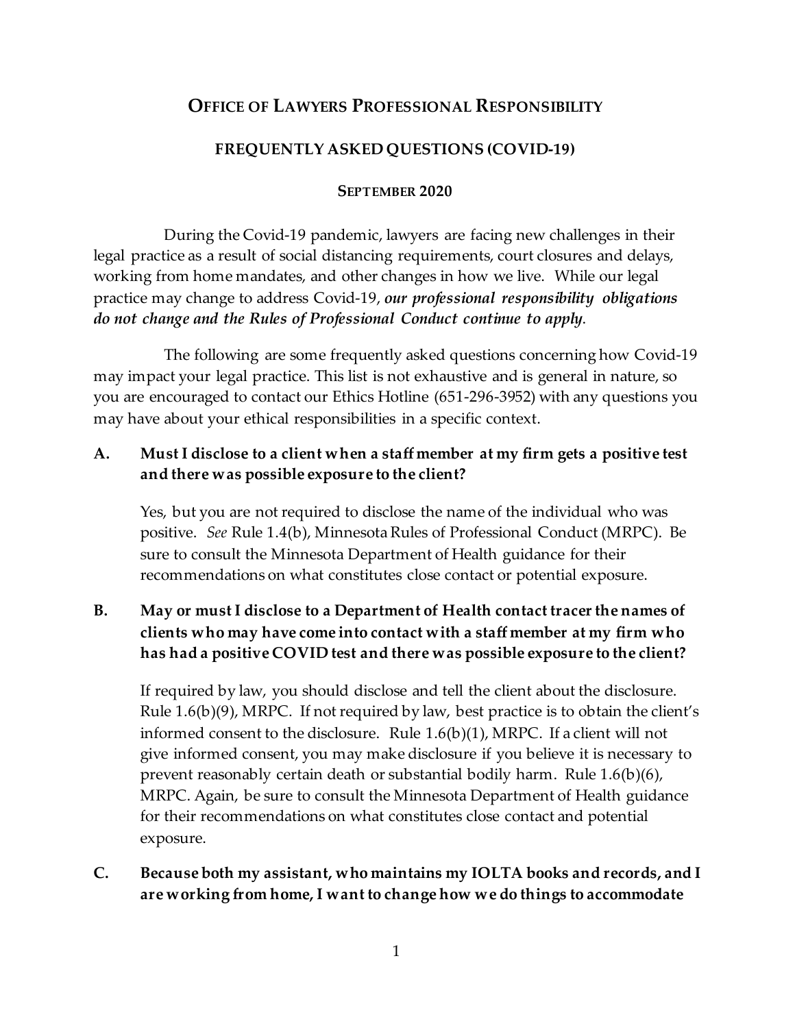# Office of Lawyers Professional Responsibility

## FREQUENTLY ASKED QUESTIONS (COVID-19)

### September 2020

During the Covid-19 pandemic, lawyers are facing new challenges in their legal practice as a result of social distancing requirements, court closures and delays, working from home mandates, and other changes in how we live. While our legal practice may change to address Covid-19, ***our professional responsibility obligations do not change and the Rules of Professional Conduct continue to apply***.

The following are some frequently asked questions concerning how Covid-19 may impact your legal practice. This list is not exhaustive and is general in nature, so you are encouraged to contact our Ethics Hotline (651-296-3952) with any questions you may have about your ethical responsibilities in a specific context.

**A. Must I disclose to a client when a staff member at my firm gets a positive test and there was possible exposure to the client?**

Yes, but you are not required to disclose the name of the individual who was positive. *See* Rule 1.4(b), Minnesota Rules of Professional Conduct (MRPC). Be sure to consult the Minnesota Department of Health guidance for their recommendations on what constitutes close contact or potential exposure.

**B. May or must I disclose to a Department of Health contact tracer the names of clients who may have come into contact with a staff member at my firm who has had a positive COVID test and there was possible exposure to the client?**

If required by law, you should disclose and tell the client about the disclosure. Rule 1.6(b)(9), MRPC. If not required by law, best practice is to obtain the client's informed consent to the disclosure. Rule 1.6(b)(1), MRPC. If a client will not give informed consent, you may make disclosure if you believe it is necessary to prevent reasonably certain death or substantial bodily harm. Rule 1.6(b)(6), MRPC. Again, be sure to consult the Minnesota Department of Health guidance for their recommendations on what constitutes close contact and potential exposure.

**C. Because both my assistant, who maintains my IOLTA books and records, and I are working from home, I want to change how we do things to accommodate**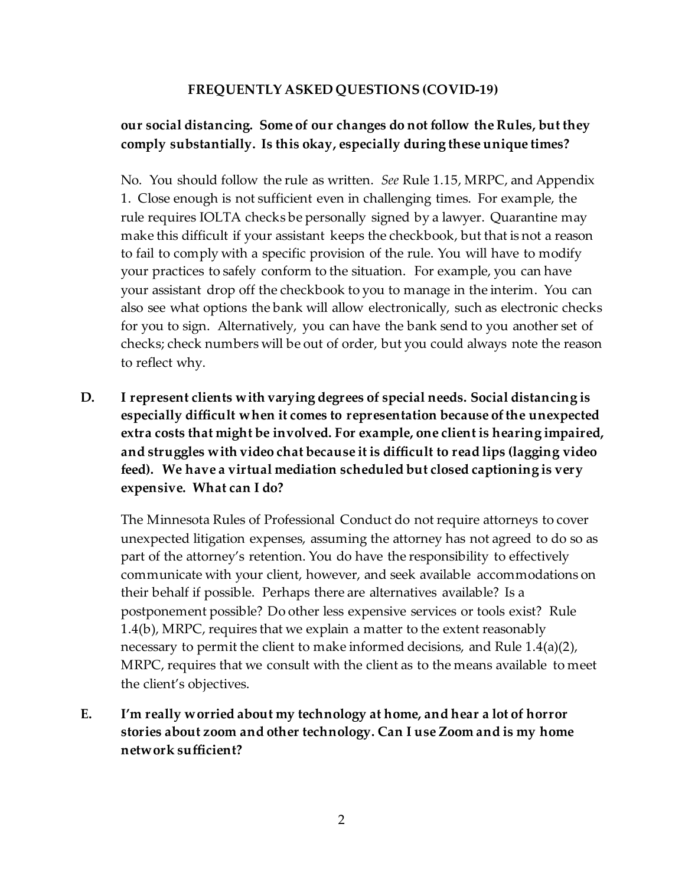**our social distancing. Some of our changes do not follow the Rules, but they comply substantially. Is this okay, especially during these unique times?**

No. You should follow the rule as written. *See* Rule 1.15, MRPC, and Appendix 1. Close enough is not sufficient even in challenging times. For example, the rule requires IOLTA checks be personally signed by a lawyer. Quarantine may make this difficult if your assistant keeps the checkbook, but that is not a reason to fail to comply with a specific provision of the rule. You will have to modify your practices to safely conform to the situation. For example, you can have your assistant drop off the checkbook to you to manage in the interim. You can also see what options the bank will allow electronically, such as electronic checks for you to sign. Alternatively, you can have the bank send to you another set of checks; check numbers will be out of order, but you could always note the reason to reflect why.

**D. I represent clients with varying degrees of special needs. Social distancing is especially difficult when it comes to representation because of the unexpected extra costs that might be involved. For example, one client is hearing impaired, and struggles with video chat because it is difficult to read lips (lagging video feed). We have a virtual mediation scheduled but closed captioning is very expensive. What can I do?**

The Minnesota Rules of Professional Conduct do not require attorneys to cover unexpected litigation expenses, assuming the attorney has not agreed to do so as part of the attorney's retention. You do have the responsibility to effectively communicate with your client, however, and seek available accommodations on their behalf if possible. Perhaps there are alternatives available? Is a postponement possible? Do other less expensive services or tools exist? Rule 1.4(b), MRPC, requires that we explain a matter to the extent reasonably necessary to permit the client to make informed decisions, and Rule 1.4(a)(2), MRPC, requires that we consult with the client as to the means available to meet the client's objectives.

**E. I'm really worried about my technology at home, and hear a lot of horror stories about zoom and other technology. Can I use Zoom and is my home network sufficient?**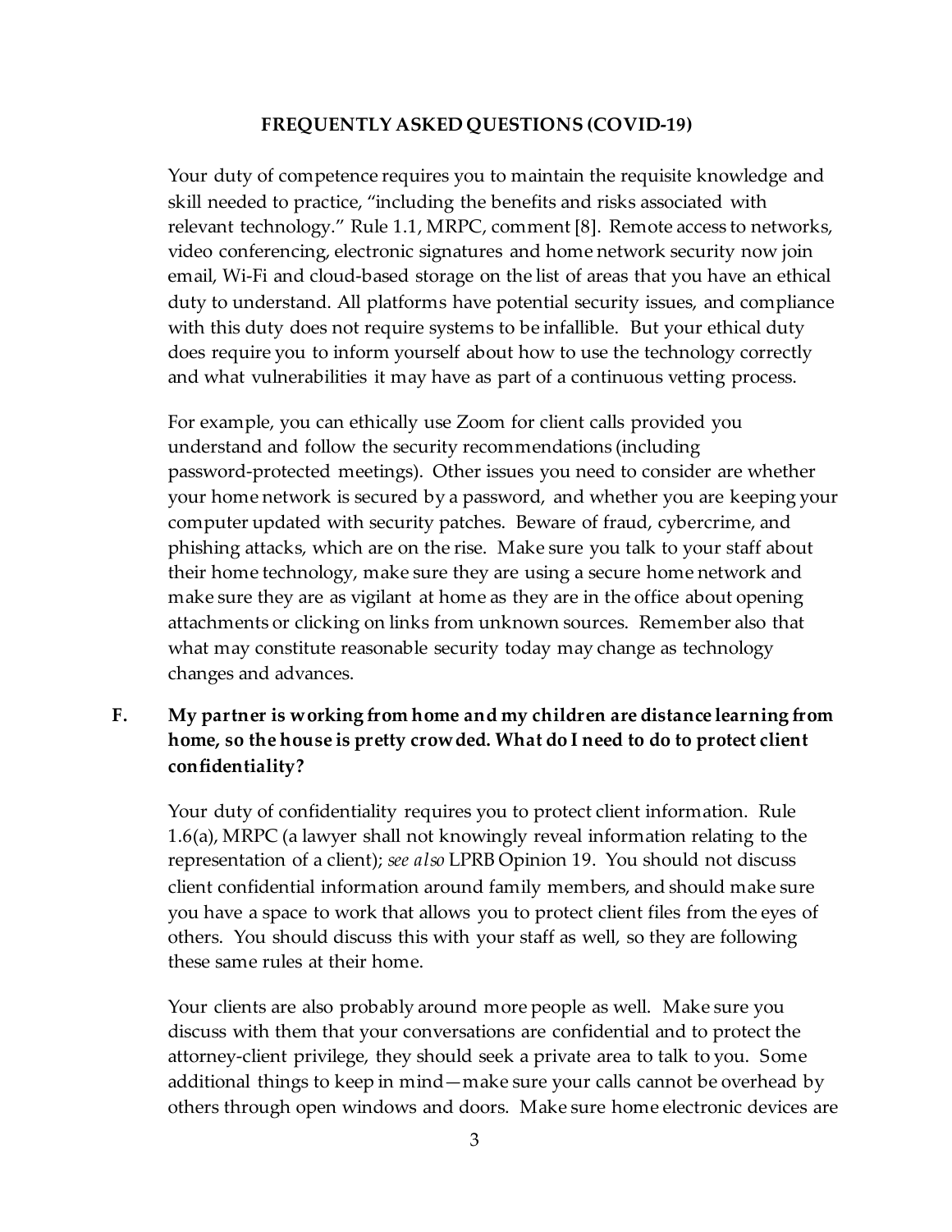**FREQUENTLY ASKED QUESTIONS (COVID-19)**

Your duty of competence requires you to maintain the requisite knowledge and skill needed to practice, "including the benefits and risks associated with relevant technology." Rule 1.1, MRPC, comment [8]. Remote access to networks, video conferencing, electronic signatures and home network security now join email, Wi-Fi and cloud-based storage on the list of areas that you have an ethical duty to understand. All platforms have potential security issues, and compliance with this duty does not require systems to be infallible. But your ethical duty does require you to inform yourself about how to use the technology correctly and what vulnerabilities it may have as part of a continuous vetting process.

For example, you can ethically use Zoom for client calls provided you understand and follow the security recommendations (including password-protected meetings). Other issues you need to consider are whether your home network is secured by a password, and whether you are keeping your computer updated with security patches. Beware of fraud, cybercrime, and phishing attacks, which are on the rise. Make sure you talk to your staff about their home technology, make sure they are using a secure home network and make sure they are as vigilant at home as they are in the office about opening attachments or clicking on links from unknown sources. Remember also that what may constitute reasonable security today may change as technology changes and advances.

**F. My partner is working from home and my children are distance learning from home, so the house is pretty crowded. What do I need to do to protect client confidentiality?**

Your duty of confidentiality requires you to protect client information. Rule 1.6(a), MRPC (a lawyer shall not knowingly reveal information relating to the representation of a client); *see also* LPRB Opinion 19. You should not discuss client confidential information around family members, and should make sure you have a space to work that allows you to protect client files from the eyes of others. You should discuss this with your staff as well, so they are following these same rules at their home.

Your clients are also probably around more people as well. Make sure you discuss with them that your conversations are confidential and to protect the attorney-client privilege, they should seek a private area to talk to you. Some additional things to keep in mind—make sure your calls cannot be overhead by others through open windows and doors. Make sure home electronic devices are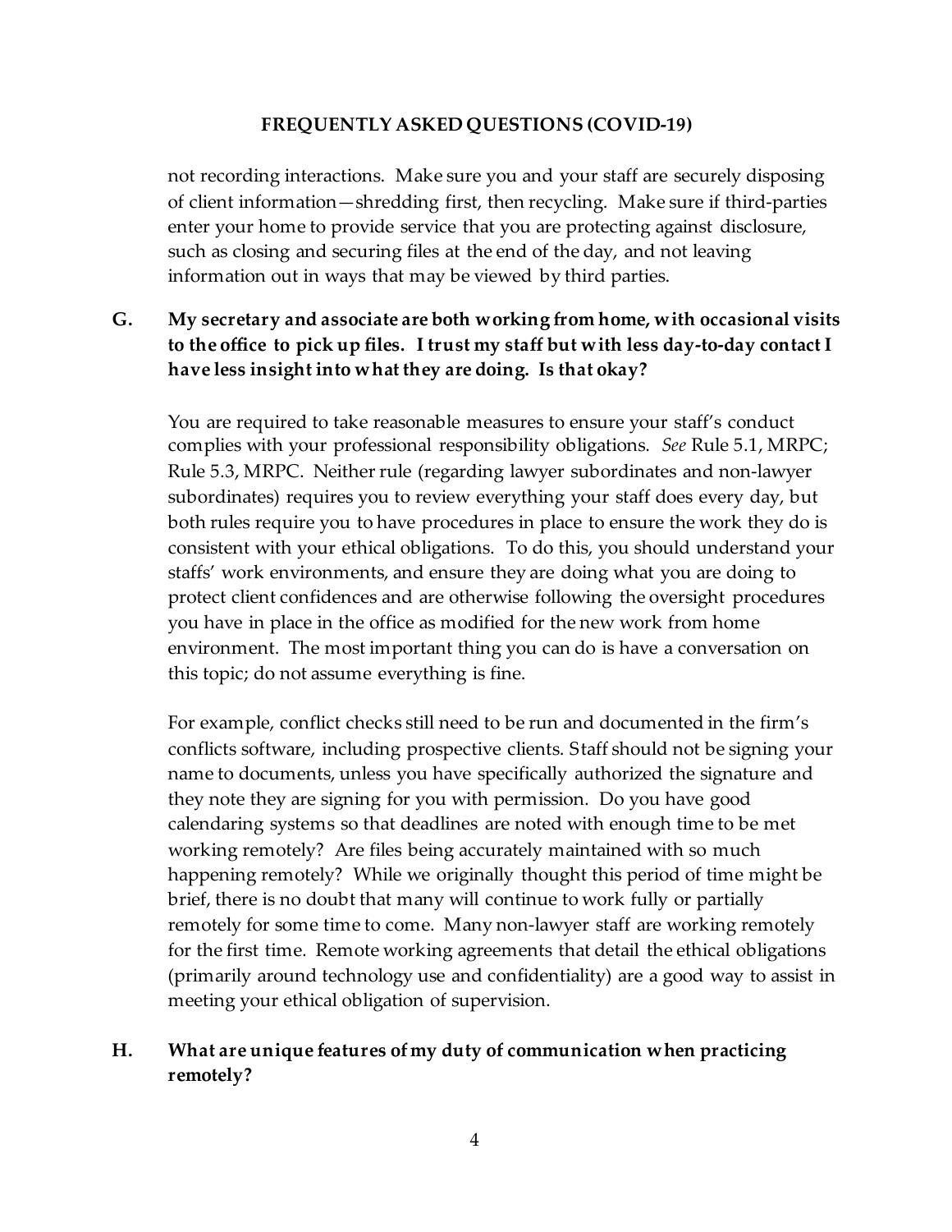not recording interactions. Make sure you and your staff are securely disposing of client information—shredding first, then recycling. Make sure if third-parties enter your home to provide service that you are protecting against disclosure, such as closing and securing files at the end of the day, and not leaving information out in ways that may be viewed by third parties.

**G. My secretary and associate are both working from home, with occasional visits to the office to pick up files. I trust my staff but with less day-to-day contact I have less insight into what they are doing. Is that okay?**

You are required to take reasonable measures to ensure your staff's conduct complies with your professional responsibility obligations. *See* Rule 5.1, MRPC; Rule 5.3, MRPC. Neither rule (regarding lawyer subordinates and non-lawyer subordinates) requires you to review everything your staff does every day, but both rules require you to have procedures in place to ensure the work they do is consistent with your ethical obligations. To do this, you should understand your staffs' work environments, and ensure they are doing what you are doing to protect client confidences and are otherwise following the oversight procedures you have in place in the office as modified for the new work from home environment. The most important thing you can do is have a conversation on this topic; do not assume everything is fine.

For example, conflict checks still need to be run and documented in the firm's conflicts software, including prospective clients. Staff should not be signing your name to documents, unless you have specifically authorized the signature and they note they are signing for you with permission. Do you have good calendaring systems so that deadlines are noted with enough time to be met working remotely? Are files being accurately maintained with so much happening remotely? While we originally thought this period of time might be brief, there is no doubt that many will continue to work fully or partially remotely for some time to come. Many non-lawyer staff are working remotely for the first time. Remote working agreements that detail the ethical obligations (primarily around technology use and confidentiality) are a good way to assist in meeting your ethical obligation of supervision.

**H. What are unique features of my duty of communication when practicing remotely?**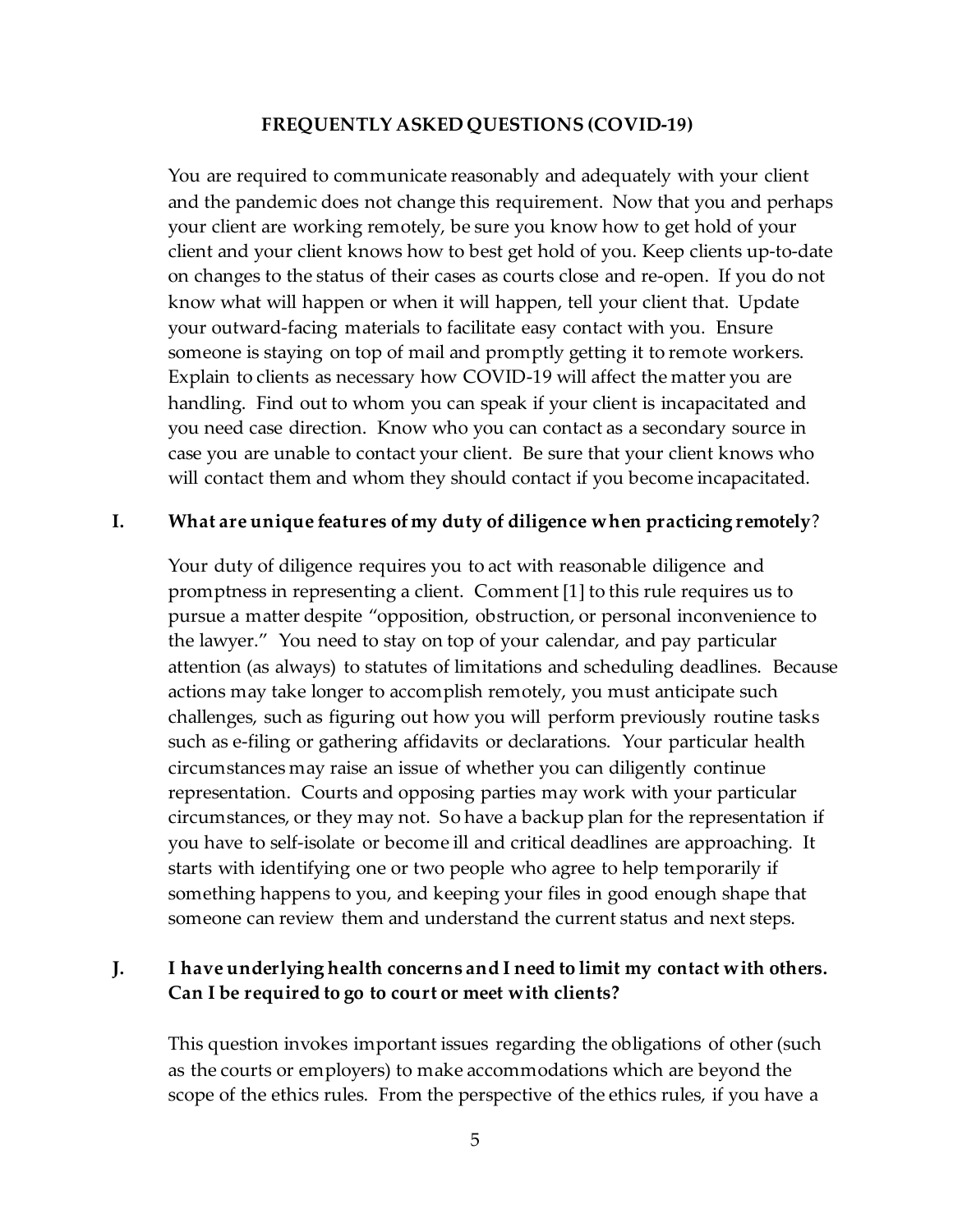## FREQUENTLY ASKED QUESTIONS (COVID-19)

You are required to communicate reasonably and adequately with your client and the pandemic does not change this requirement. Now that you and perhaps your client are working remotely, be sure you know how to get hold of your client and your client knows how to best get hold of you. Keep clients up-to-date on changes to the status of their cases as courts close and re-open. If you do not know what will happen or when it will happen, tell your client that. Update your outward-facing materials to facilitate easy contact with you. Ensure someone is staying on top of mail and promptly getting it to remote workers. Explain to clients as necessary how COVID-19 will affect the matter you are handling. Find out to whom you can speak if your client is incapacitated and you need case direction. Know who you can contact as a secondary source in case you are unable to contact your client. Be sure that your client knows who will contact them and whom they should contact if you become incapacitated.

### I. What are unique features of my duty of diligence when practicing remotely?

Your duty of diligence requires you to act with reasonable diligence and promptness in representing a client. Comment [1] to this rule requires us to pursue a matter despite "opposition, obstruction, or personal inconvenience to the lawyer." You need to stay on top of your calendar, and pay particular attention (as always) to statutes of limitations and scheduling deadlines. Because actions may take longer to accomplish remotely, you must anticipate such challenges, such as figuring out how you will perform previously routine tasks such as e-filing or gathering affidavits or declarations. Your particular health circumstances may raise an issue of whether you can diligently continue representation. Courts and opposing parties may work with your particular circumstances, or they may not. So have a backup plan for the representation if you have to self-isolate or become ill and critical deadlines are approaching. It starts with identifying one or two people who agree to help temporarily if something happens to you, and keeping your files in good enough shape that someone can review them and understand the current status and next steps.

### J. I have underlying health concerns and I need to limit my contact with others. Can I be required to go to court or meet with clients?

This question invokes important issues regarding the obligations of other (such as the courts or employers) to make accommodations which are beyond the scope of the ethics rules. From the perspective of the ethics rules, if you have a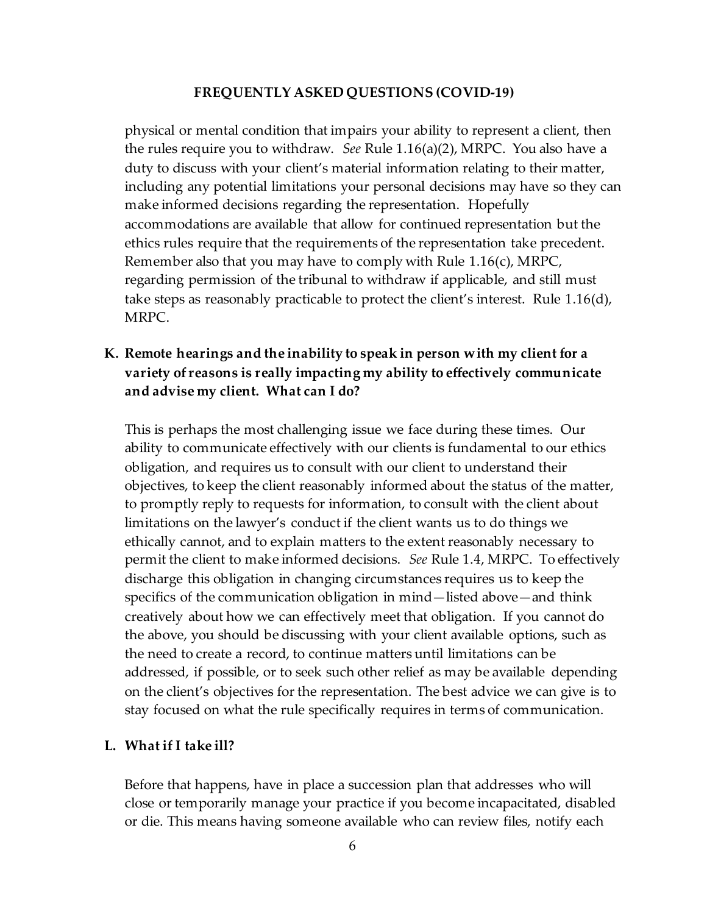physical or mental condition that impairs your ability to represent a client, then the rules require you to withdraw. *See* Rule 1.16(a)(2), MRPC. You also have a duty to discuss with your client's material information relating to their matter, including any potential limitations your personal decisions may have so they can make informed decisions regarding the representation. Hopefully accommodations are available that allow for continued representation but the ethics rules require that the requirements of the representation take precedent. Remember also that you may have to comply with Rule 1.16(c), MRPC, regarding permission of the tribunal to withdraw if applicable, and still must take steps as reasonably practicable to protect the client's interest. Rule 1.16(d), MRPC.

**K. Remote hearings and the inability to speak in person with my client for a variety of reasons is really impacting my ability to effectively communicate and advise my client. What can I do?**

This is perhaps the most challenging issue we face during these times. Our ability to communicate effectively with our clients is fundamental to our ethics obligation, and requires us to consult with our client to understand their objectives, to keep the client reasonably informed about the status of the matter, to promptly reply to requests for information, to consult with the client about limitations on the lawyer's conduct if the client wants us to do things we ethically cannot, and to explain matters to the extent reasonably necessary to permit the client to make informed decisions. *See* Rule 1.4, MRPC. To effectively discharge this obligation in changing circumstances requires us to keep the specifics of the communication obligation in mind—listed above—and think creatively about how we can effectively meet that obligation. If you cannot do the above, you should be discussing with your client available options, such as the need to create a record, to continue matters until limitations can be addressed, if possible, or to seek such other relief as may be available depending on the client's objectives for the representation. The best advice we can give is to stay focused on what the rule specifically requires in terms of communication.

**L. What if I take ill?**

Before that happens, have in place a succession plan that addresses who will close or temporarily manage your practice if you become incapacitated, disabled or die. This means having someone available who can review files, notify each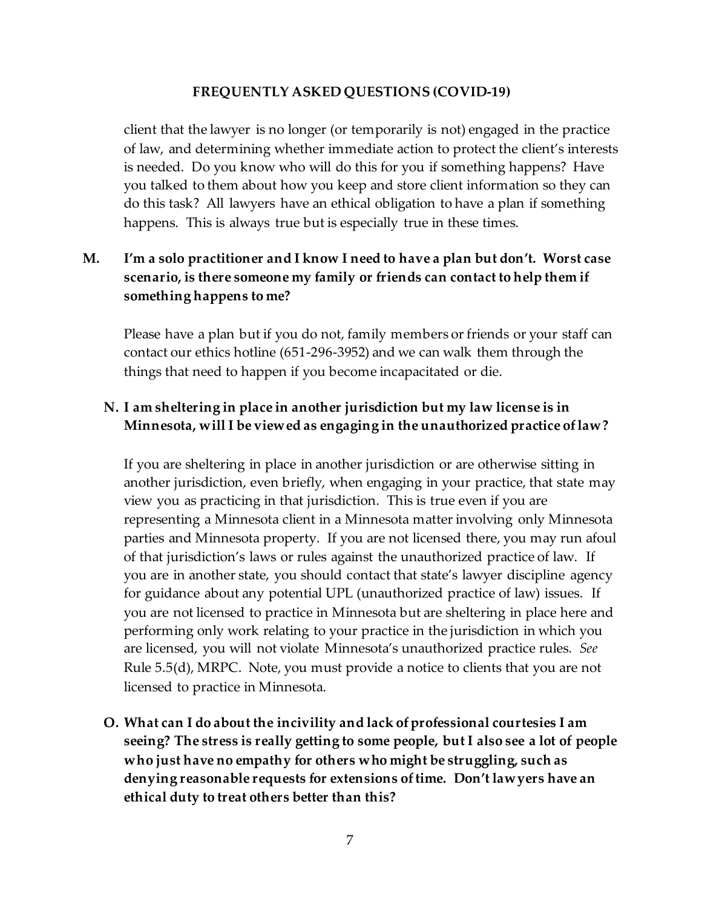client that the lawyer is no longer (or temporarily is not) engaged in the practice of law, and determining whether immediate action to protect the client's interests is needed. Do you know who will do this for you if something happens? Have you talked to them about how you keep and store client information so they can do this task? All lawyers have an ethical obligation to have a plan if something happens. This is always true but is especially true in these times.

**M. I'm a solo practitioner and I know I need to have a plan but don't. Worst case scenario, is there someone my family or friends can contact to help them if something happens to me?**

Please have a plan but if you do not, family members or friends or your staff can contact our ethics hotline (651-296-3952) and we can walk them through the things that need to happen if you become incapacitated or die.

**N. I am sheltering in place in another jurisdiction but my law license is in Minnesota, will I be viewed as engaging in the unauthorized practice of law?**

If you are sheltering in place in another jurisdiction or are otherwise sitting in another jurisdiction, even briefly, when engaging in your practice, that state may view you as practicing in that jurisdiction. This is true even if you are representing a Minnesota client in a Minnesota matter involving only Minnesota parties and Minnesota property. If you are not licensed there, you may run afoul of that jurisdiction's laws or rules against the unauthorized practice of law. If you are in another state, you should contact that state's lawyer discipline agency for guidance about any potential UPL (unauthorized practice of law) issues. If you are not licensed to practice in Minnesota but are sheltering in place here and performing only work relating to your practice in the jurisdiction in which you are licensed, you will not violate Minnesota's unauthorized practice rules. *See* Rule 5.5(d), MRPC. Note, you must provide a notice to clients that you are not licensed to practice in Minnesota.

**O. What can I do about the incivility and lack of professional courtesies I am seeing? The stress is really getting to some people, but I also see a lot of people who just have no empathy for others who might be struggling, such as denying reasonable requests for extensions of time. Don't lawyers have an ethical duty to treat others better than this?**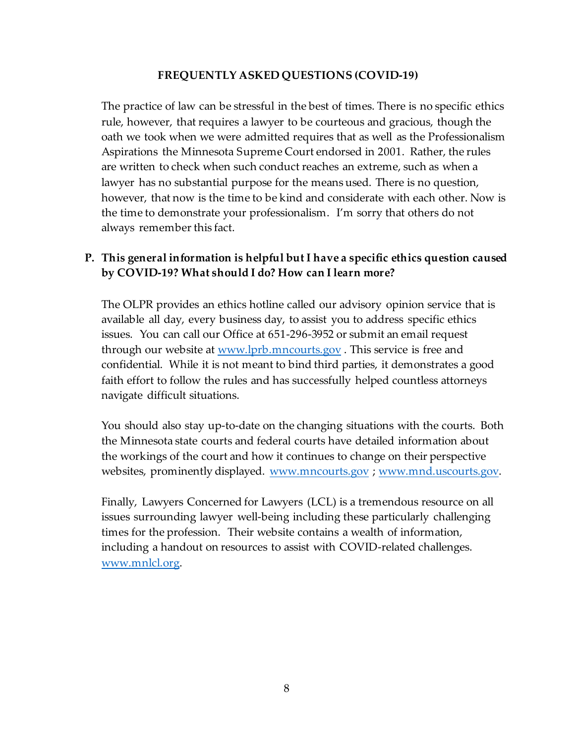**FREQUENTLY ASKED QUESTIONS (COVID-19)**

The practice of law can be stressful in the best of times. There is no specific ethics rule, however, that requires a lawyer to be courteous and gracious, though the oath we took when we were admitted requires that as well as the Professionalism Aspirations the Minnesota Supreme Court endorsed in 2001. Rather, the rules are written to check when such conduct reaches an extreme, such as when a lawyer has no substantial purpose for the means used. There is no question, however, that now is the time to be kind and considerate with each other. Now is the time to demonstrate your professionalism. I'm sorry that others do not always remember this fact.

**P. This general information is helpful but I have a specific ethics question caused by COVID-19? What should I do? How can I learn more?**

The OLPR provides an ethics hotline called our advisory opinion service that is available all day, every business day, to assist you to address specific ethics issues. You can call our Office at 651-296-3952 or submit an email request through our website at [www.lprb.mncourts.gov](http://www.lprb.mncourts.gov) . This service is free and confidential. While it is not meant to bind third parties, it demonstrates a good faith effort to follow the rules and has successfully helped countless attorneys navigate difficult situations.

You should also stay up-to-date on the changing situations with the courts. Both the Minnesota state courts and federal courts have detailed information about the workings of the court and how it continues to change on their perspective websites, prominently displayed. [www.mncourts.gov](http://www.mncourts.gov) ; [www.mnd.uscourts.gov](http://www.mnd.uscourts.gov).

Finally, Lawyers Concerned for Lawyers (LCL) is a tremendous resource on all issues surrounding lawyer well-being including these particularly challenging times for the profession. Their website contains a wealth of information, including a handout on resources to assist with COVID-related challenges. [www.mnlcl.org](http://www.mnlcl.org).